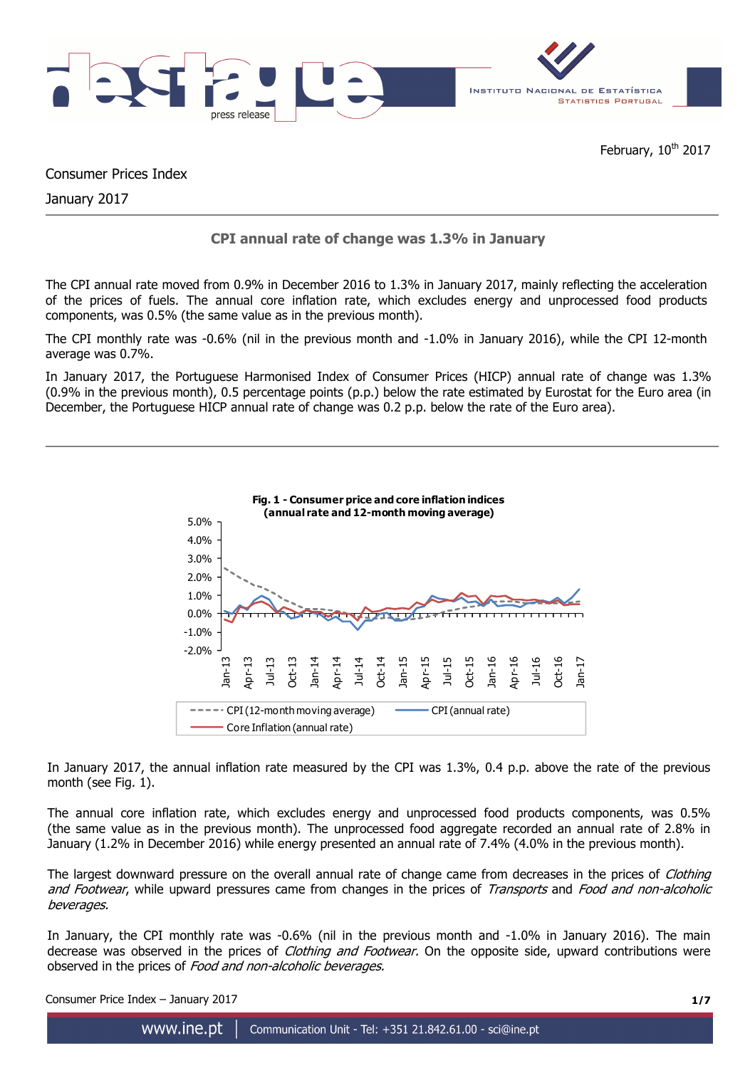February, 10th 2017

Consumer Prices Index

January 2017

## CPI annual rate of change was 1.3% in January

The CPI annual rate moved from 0.9% in December 2016 to 1.3% in January 2017, mainly reflecting the acceleration of the prices of fuels. The annual core inflation rate, which excludes energy and unprocessed food products components, was 0.5% (the same value as in the previous month).

The CPI monthly rate was -0.6% (nil in the previous month and -1.0% in January 2016), while the CPI 12-month average was 0.7%.

In January 2017, the Portuguese Harmonised Index of Consumer Prices (HICP) annual rate of change was 1.3% (0.9% in the previous month), 0.5 percentage points (p.p.) below the rate estimated by Eurostat for the Euro area (in December, the Portuguese HICP annual rate of change was 0.2 p.p. below the rate of the Euro area).

**Fig. 1 - Consumer price and core inflation indices (annual rate and 12-month moving average)**

In January 2017, the annual inflation rate measured by the CPI was 1.3%, 0.4 p.p. above the rate of the previous month (see Fig. 1).

The annual core inflation rate, which excludes energy and unprocessed food products components, was 0.5% (the same value as in the previous month). The unprocessed food aggregate recorded an annual rate of 2.8% in January (1.2% in December 2016) while energy presented an annual rate of 7.4% (4.0% in the previous month).

The largest downward pressure on the overall annual rate of change came from decreases in the prices of *Clothing and Footwear*, while upward pressures came from changes in the prices of *Transports* and *Food and non-alcoholic beverages.*

In January, the CPI monthly rate was -0.6% (nil in the previous month and -1.0% in January 2016). The main decrease was observed in the prices of *Clothing and Footwear.* On the opposite side, upward contributions were observed in the prices of *Food and non-alcoholic beverages.*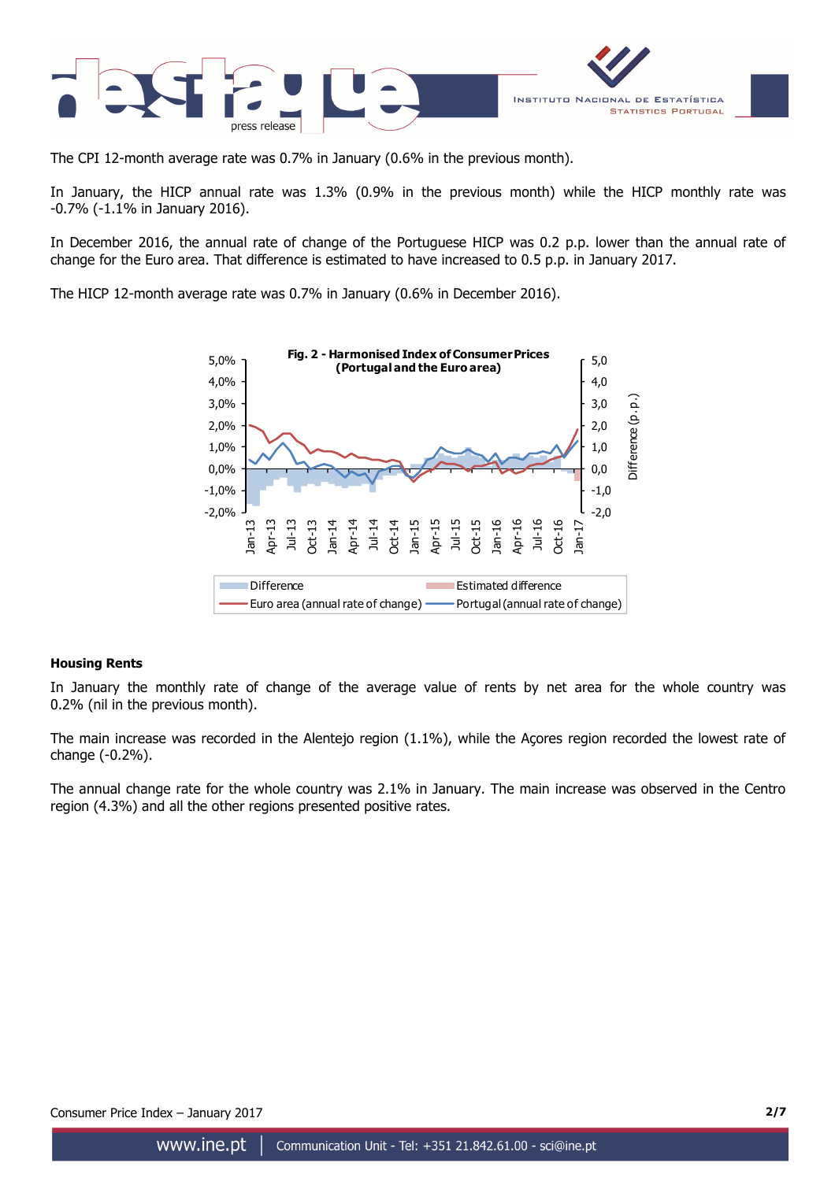The CPI 12-month average rate was 0.7% in January (0.6% in the previous month).

In January, the HICP annual rate was 1.3% (0.9% in the previous month) while the HICP monthly rate was -0.7% (-1.1% in January 2016).

In December 2016, the annual rate of change of the Portuguese HICP was 0.2 p.p. lower than the annual rate of change for the Euro area. That difference is estimated to have increased to 0.5 p.p. in January 2017.

The HICP 12-month average rate was 0.7% in January (0.6% in December 2016).

**Fig. 2 - Harmonised Index of Consumer Prices (Portugal and the Euro area)**

### Housing Rents

In January the monthly rate of change of the average value of rents by net area for the whole country was 0.2% (nil in the previous month).

The main increase was recorded in the Alentejo region (1.1%), while the Açores region recorded the lowest rate of change (-0.2%).

The annual change rate for the whole country was 2.1% in January. The main increase was observed in the Centro region (4.3%) and all the other regions presented positive rates.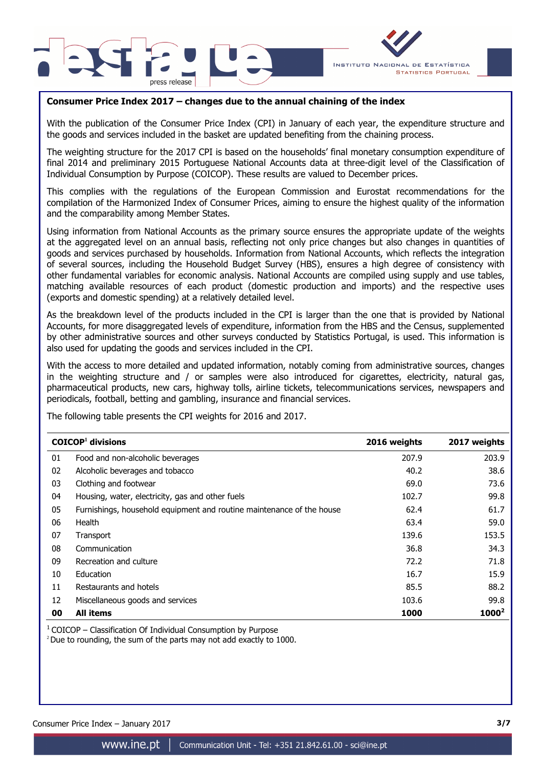**Consumer Price Index 2017 – changes due to the annual chaining of the index**

With the publication of the Consumer Price Index (CPI) in January of each year, the expenditure structure and the goods and services included in the basket are updated benefiting from the chaining process.

The weighting structure for the 2017 CPI is based on the households' final monetary consumption expenditure of final 2014 and preliminary 2015 Portuguese National Accounts data at three-digit level of the Classification of Individual Consumption by Purpose (COICOP). These results are valued to December prices.

This complies with the regulations of the European Commission and Eurostat recommendations for the compilation of the Harmonized Index of Consumer Prices, aiming to ensure the highest quality of the information and the comparability among Member States.

Using information from National Accounts as the primary source ensures the appropriate update of the weights at the aggregated level on an annual basis, reflecting not only price changes but also changes in quantities of goods and services purchased by households. Information from National Accounts, which reflects the integration of several sources, including the Household Budget Survey (HBS), ensures a high degree of consistency with other fundamental variables for economic analysis. National Accounts are compiled using supply and use tables, matching available resources of each product (domestic production and imports) and the respective uses (exports and domestic spending) at a relatively detailed level.

As the breakdown level of the products included in the CPI is larger than the one that is provided by National Accounts, for more disaggregated levels of expenditure, information from the HBS and the Census, supplemented by other administrative sources and other surveys conducted by Statistics Portugal, is used. This information is also used for updating the goods and services included in the CPI.

With the access to more detailed and updated information, notably coming from administrative sources, changes in the weighting structure and / or samples were also introduced for cigarettes, electricity, natural gas, pharmaceutical products, new cars, highway tolls, airline tickets, telecommunications services, newspapers and periodicals, football, betting and gambling, insurance and financial services.

The following table presents the CPI weights for 2016 and 2017.

| | COICOP[1] divisions | 2016 weights | 2017 weights |
|---|---|---|---|
| 01 | Food and non-alcoholic beverages | 207.9 | 203.9 |
| 02 | Alcoholic beverages and tobacco | 40.2 | 38.6 |
| 03 | Clothing and footwear | 69.0 | 73.6 |
| 04 | Housing, water, electricity, gas and other fuels | 102.7 | 99.8 |
| 05 | Furnishings, household equipment and routine maintenance of the house | 62.4 | 61.7 |
| 06 | Health | 63.4 | 59.0 |
| 07 | Transport | 139.6 | 153.5 |
| 08 | Communication | 36.8 | 34.3 |
| 09 | Recreation and culture | 72.2 | 71.8 |
| 10 | Education | 16.7 | 15.9 |
| 11 | Restaurants and hotels | 85.5 | 88.2 |
| 12 | Miscellaneous goods and services | 103.6 | 99.8 |
| **00** | **All items** | **1000** | **1000[2]** |

[1] COICOP – Classification Of Individual Consumption by Purpose

[2] Due to rounding, the sum of the parts may not add exactly to 1000.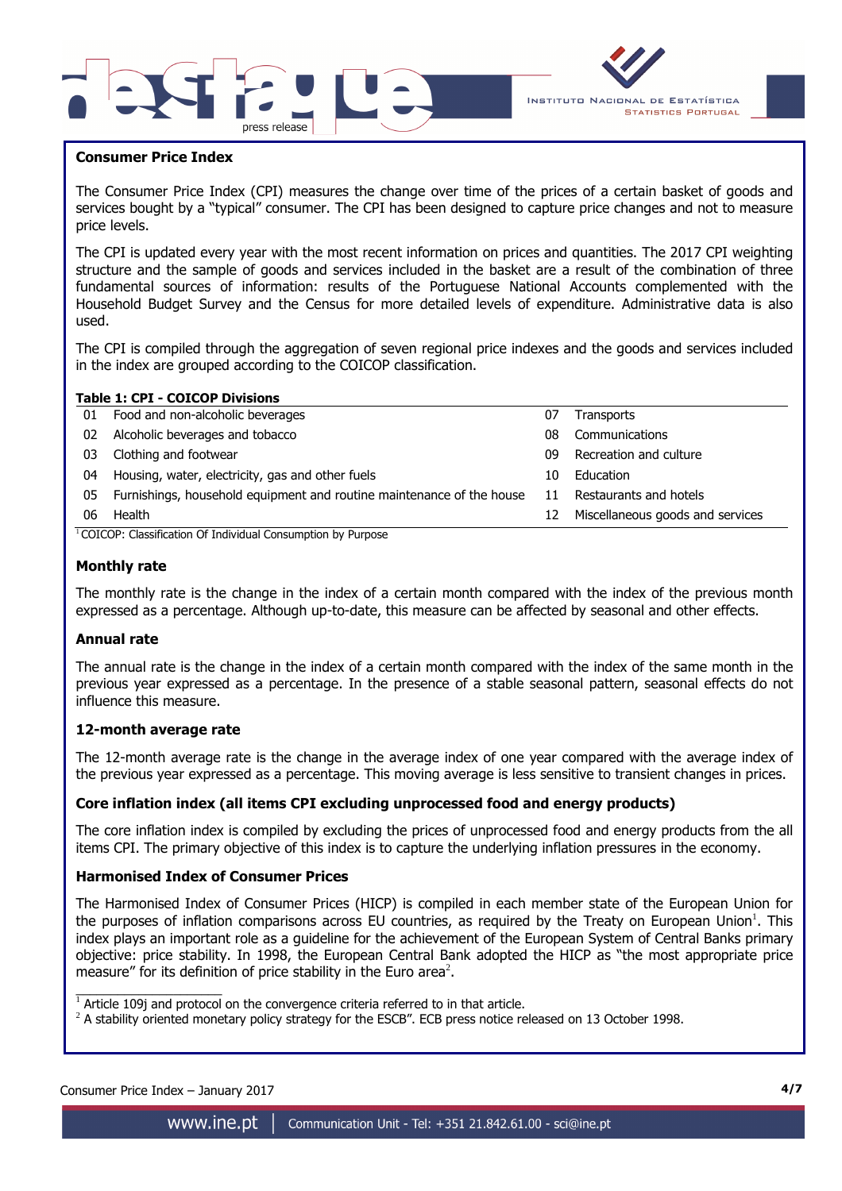## Consumer Price Index

The Consumer Price Index (CPI) measures the change over time of the prices of a certain basket of goods and services bought by a "typical" consumer. The CPI has been designed to capture price changes and not to measure price levels.

The CPI is updated every year with the most recent information on prices and quantities. The 2017 CPI weighting structure and the sample of goods and services included in the basket are a result of the combination of three fundamental sources of information: results of the Portuguese National Accounts complemented with the Household Budget Survey and the Census for more detailed levels of expenditure. Administrative data is also used.

The CPI is compiled through the aggregation of seven regional price indexes and the goods and services included in the index are grouped according to the COICOP classification.

**Table 1: CPI - COICOP Divisions**

| | | | |
|---|---|---|---|
| 01 | Food and non-alcoholic beverages | 07 | Transports |
| 02 | Alcoholic beverages and tobacco | 08 | Communications |
| 03 | Clothing and footwear | 09 | Recreation and culture |
| 04 | Housing, water, electricity, gas and other fuels | 10 | Education |
| 05 | Furnishings, household equipment and routine maintenance of the house | 11 | Restaurants and hotels |
| 06 | Health | 12 | Miscellaneous goods and services |

[1] COICOP: Classification Of Individual Consumption by Purpose

### Monthly rate

The monthly rate is the change in the index of a certain month compared with the index of the previous month expressed as a percentage. Although up-to-date, this measure can be affected by seasonal and other effects.

### Annual rate

The annual rate is the change in the index of a certain month compared with the index of the same month in the previous year expressed as a percentage. In the presence of a stable seasonal pattern, seasonal effects do not influence this measure.

### 12-month average rate

The 12-month average rate is the change in the average index of one year compared with the average index of the previous year expressed as a percentage. This moving average is less sensitive to transient changes in prices.

### Core inflation index (all items CPI excluding unprocessed food and energy products)

The core inflation index is compiled by excluding the prices of unprocessed food and energy products from the all items CPI. The primary objective of this index is to capture the underlying inflation pressures in the economy.

### Harmonised Index of Consumer Prices

The Harmonised Index of Consumer Prices (HICP) is compiled in each member state of the European Union for the purposes of inflation comparisons across EU countries, as required by the Treaty on European Union[1]. This index plays an important role as a guideline for the achievement of the European System of Central Banks primary objective: price stability. In 1998, the European Central Bank adopted the HICP as "the most appropriate price measure" for its definition of price stability in the Euro area[2].

[1] Article 109j and protocol on the convergence criteria referred to in that article.

[2] A stability oriented monetary policy strategy for the ESCB". ECB press notice released on 13 October 1998.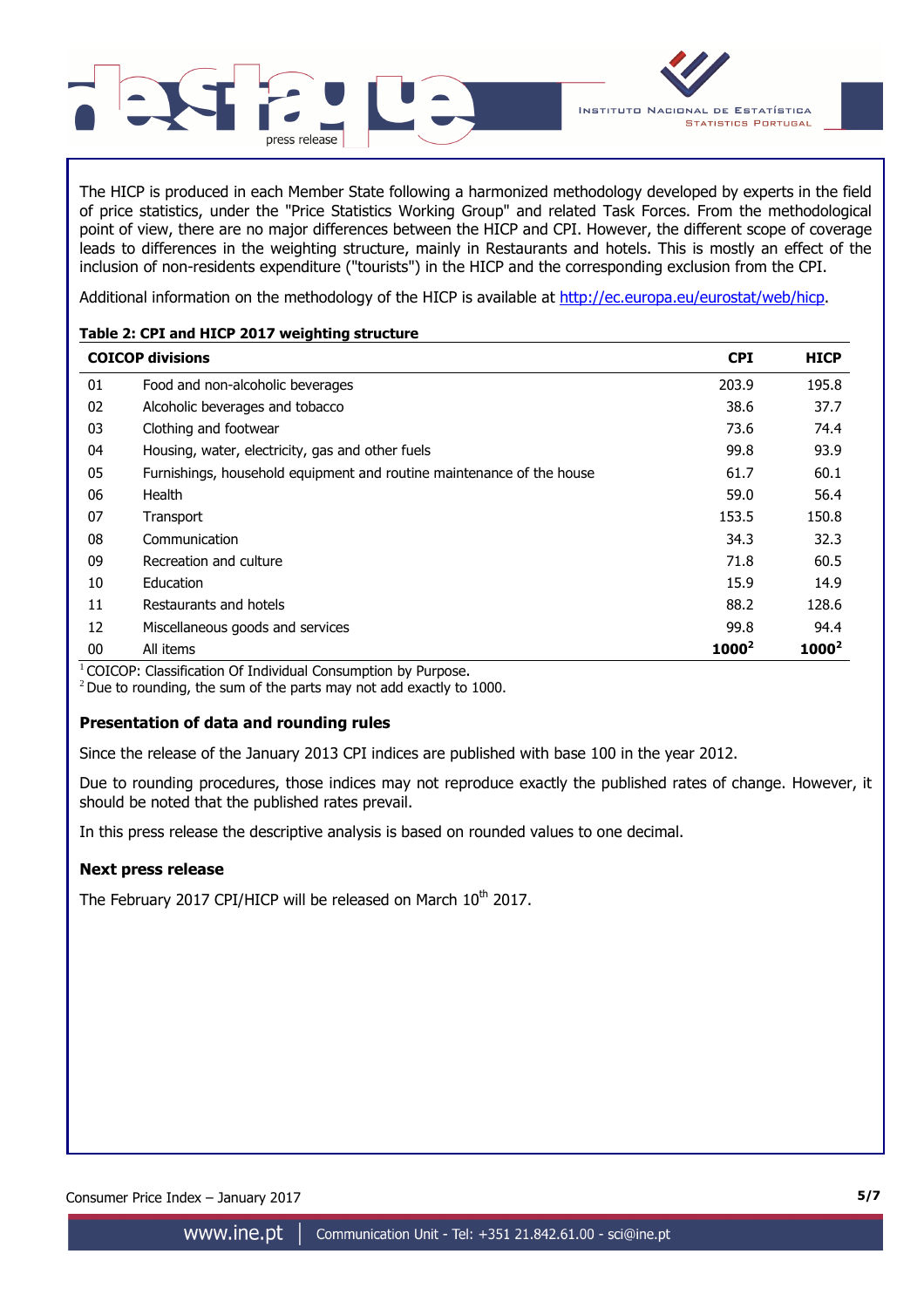The HICP is produced in each Member State following a harmonized methodology developed by experts in the field of price statistics, under the "Price Statistics Working Group" and related Task Forces. From the methodological point of view, there are no major differences between the HICP and CPI. However, the different scope of coverage leads to differences in the weighting structure, mainly in Restaurants and hotels. This is mostly an effect of the inclusion of non-residents expenditure ("tourists") in the HICP and the corresponding exclusion from the CPI.

Additional information on the methodology of the HICP is available at http://ec.europa.eu/eurostat/web/hicp.

**Table 2: CPI and HICP 2017 weighting structure**

| COICOP divisions | | CPI | HICP |
|---|---|---|---|
| 01 | Food and non-alcoholic beverages | 203.9 | 195.8 |
| 02 | Alcoholic beverages and tobacco | 38.6 | 37.7 |
| 03 | Clothing and footwear | 73.6 | 74.4 |
| 04 | Housing, water, electricity, gas and other fuels | 99.8 | 93.9 |
| 05 | Furnishings, household equipment and routine maintenance of the house | 61.7 | 60.1 |
| 06 | Health | 59.0 | 56.4 |
| 07 | Transport | 153.5 | 150.8 |
| 08 | Communication | 34.3 | 32.3 |
| 09 | Recreation and culture | 71.8 | 60.5 |
| 10 | Education | 15.9 | 14.9 |
| 11 | Restaurants and hotels | 88.2 | 128.6 |
| 12 | Miscellaneous goods and services | 99.8 | 94.4 |
| 00 | All items | **1000**[2] | **1000**[2] |

[1] COICOP: Classification Of Individual Consumption by Purpose.
[2] Due to rounding, the sum of the parts may not add exactly to 1000.

### Presentation of data and rounding rules

Since the release of the January 2013 CPI indices are published with base 100 in the year 2012.

Due to rounding procedures, those indices may not reproduce exactly the published rates of change. However, it should be noted that the published rates prevail.

In this press release the descriptive analysis is based on rounded values to one decimal.

### Next press release

The February 2017 CPI/HICP will be released on March 10th 2017.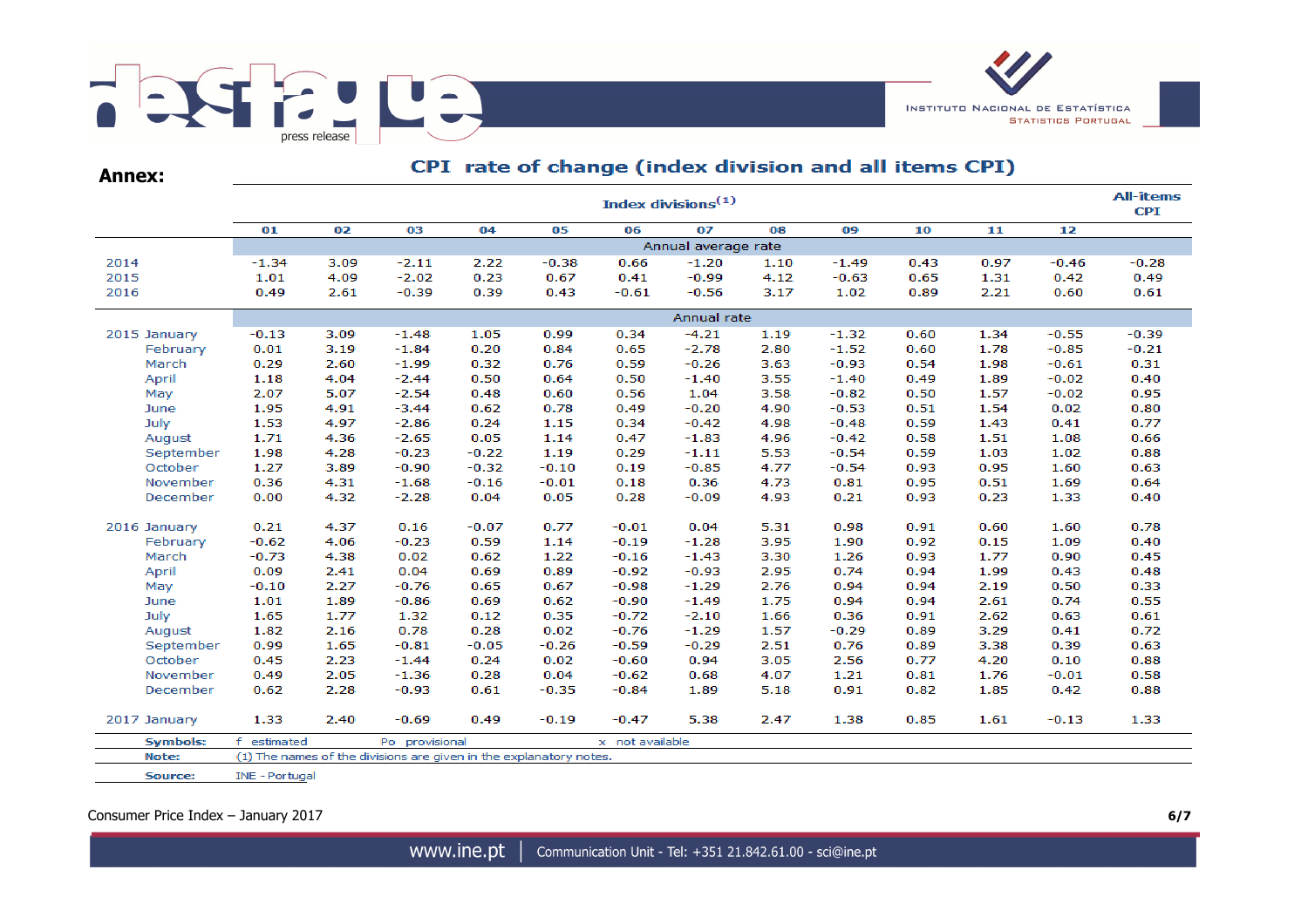**Annex:**

## CPI rate of change (index division and all items CPI)

| | Index divisions(1) | | | | | | | | | | | | All-items CPI |
|---|---|---|---|---|---|---|---|---|---|---|---|---|---|
| | 01 | 02 | 03 | 04 | 05 | 06 | 07 | 08 | 09 | 10 | 11 | 12 | |
| | Annual average rate | | | | | | | | | | | | |
| 2014 | -1.34 | 3.09 | -2.11 | 2.22 | -0.38 | 0.66 | -1.20 | 1.10 | -1.49 | 0.43 | 0.97 | -0.46 | -0.28 |
| 2015 | 1.01 | 4.09 | -2.02 | 0.23 | 0.67 | 0.41 | -0.99 | 4.12 | -0.63 | 0.65 | 1.31 | 0.42 | 0.49 |
| 2016 | 0.49 | 2.61 | -0.39 | 0.39 | 0.43 | -0.61 | -0.56 | 3.17 | 1.02 | 0.89 | 2.21 | 0.60 | 0.61 |
| | Annual rate | | | | | | | | | | | | |
| 2015 January | -0.13 | 3.09 | -1.48 | 1.05 | 0.99 | 0.34 | -4.21 | 1.19 | -1.32 | 0.60 | 1.34 | -0.55 | -0.39 |
| February | 0.01 | 3.19 | -1.84 | 0.20 | 0.84 | 0.65 | -2.78 | 2.80 | -1.52 | 0.60 | 1.78 | -0.85 | -0.21 |
| March | 0.29 | 2.60 | -1.99 | 0.32 | 0.76 | 0.59 | -0.26 | 3.63 | -0.93 | 0.54 | 1.98 | -0.61 | 0.31 |
| April | 1.18 | 4.04 | -2.44 | 0.50 | 0.64 | 0.50 | -1.40 | 3.55 | -1.40 | 0.49 | 1.89 | -0.02 | 0.40 |
| May | 2.07 | 5.07 | -2.54 | 0.48 | 0.60 | 0.56 | 1.04 | 3.58 | -0.82 | 0.50 | 1.57 | -0.02 | 0.95 |
| June | 1.95 | 4.91 | -3.44 | 0.62 | 0.78 | 0.49 | -0.20 | 4.90 | -0.53 | 0.51 | 1.54 | 0.02 | 0.80 |
| July | 1.53 | 4.97 | -2.86 | 0.24 | 1.15 | 0.34 | -0.42 | 4.98 | -0.48 | 0.59 | 1.43 | 0.41 | 0.77 |
| August | 1.71 | 4.36 | -2.65 | 0.05 | 1.14 | 0.47 | -1.83 | 4.96 | -0.42 | 0.58 | 1.51 | 1.08 | 0.66 |
| September | 1.98 | 4.28 | -0.23 | -0.22 | 1.19 | 0.29 | -1.11 | 5.53 | -0.54 | 0.59 | 1.03 | 1.02 | 0.88 |
| October | 1.27 | 3.89 | -0.90 | -0.32 | -0.10 | 0.19 | -0.85 | 4.77 | -0.54 | 0.93 | 0.95 | 1.60 | 0.63 |
| November | 0.36 | 4.31 | -1.68 | -0.16 | -0.01 | 0.18 | 0.36 | 4.73 | 0.81 | 0.95 | 0.51 | 1.69 | 0.64 |
| December | 0.00 | 4.32 | -2.28 | 0.04 | 0.05 | 0.28 | -0.09 | 4.93 | 0.21 | 0.93 | 0.23 | 1.33 | 0.40 |
| 2016 January | 0.21 | 4.37 | 0.16 | -0.07 | 0.77 | -0.01 | 0.04 | 5.31 | 0.98 | 0.91 | 0.60 | 1.60 | 0.78 |
| February | -0.62 | 4.06 | -0.23 | 0.59 | 1.14 | -0.19 | -1.28 | 3.95 | 1.90 | 0.92 | 0.15 | 1.09 | 0.40 |
| March | -0.73 | 4.38 | 0.02 | 0.62 | 1.22 | -0.16 | -1.43 | 3.30 | 1.26 | 0.93 | 1.77 | 0.90 | 0.45 |
| April | 0.09 | 2.41 | 0.04 | 0.69 | 0.89 | -0.92 | -0.93 | 2.95 | 0.74 | 0.94 | 1.99 | 0.43 | 0.48 |
| May | -0.10 | 2.27 | -0.76 | 0.65 | 0.67 | -0.98 | -1.29 | 2.76 | 0.94 | 0.94 | 2.19 | 0.50 | 0.33 |
| June | 1.01 | 1.89 | -0.86 | 0.69 | 0.62 | -0.90 | -1.49 | 1.75 | 0.94 | 0.94 | 2.61 | 0.74 | 0.55 |
| July | 1.65 | 1.77 | 1.32 | 0.12 | 0.35 | -0.72 | -2.10 | 1.66 | 0.36 | 0.91 | 2.62 | 0.63 | 0.61 |
| August | 1.82 | 2.16 | 0.78 | 0.28 | 0.02 | -0.76 | -1.29 | 1.57 | -0.29 | 0.89 | 3.29 | 0.41 | 0.72 |
| September | 0.99 | 1.65 | -0.81 | -0.05 | -0.26 | -0.59 | -0.29 | 2.51 | 0.76 | 0.89 | 3.38 | 0.39 | 0.63 |
| October | 0.45 | 2.23 | -1.44 | 0.24 | 0.02 | -0.60 | 0.94 | 3.05 | 2.56 | 0.77 | 4.20 | 0.10 | 0.88 |
| November | 0.49 | 2.05 | -1.36 | 0.28 | 0.04 | -0.62 | 0.68 | 4.07 | 1.21 | 0.81 | 1.76 | -0.01 | 0.58 |
| December | 0.62 | 2.28 | -0.93 | 0.61 | -0.35 | -0.84 | 1.89 | 5.18 | 0.91 | 0.82 | 1.85 | 0.42 | 0.88 |
| 2017 January | 1.33 | 2.40 | -0.69 | 0.49 | -0.19 | -0.47 | 5.38 | 2.47 | 1.38 | 0.85 | 1.61 | -0.13 | 1.33 |

**Symbols:** f estimated Po provisional x not available

**Note:** (1) The names of the divisions are given in the explanatory notes.

**Source:** INE - Portugal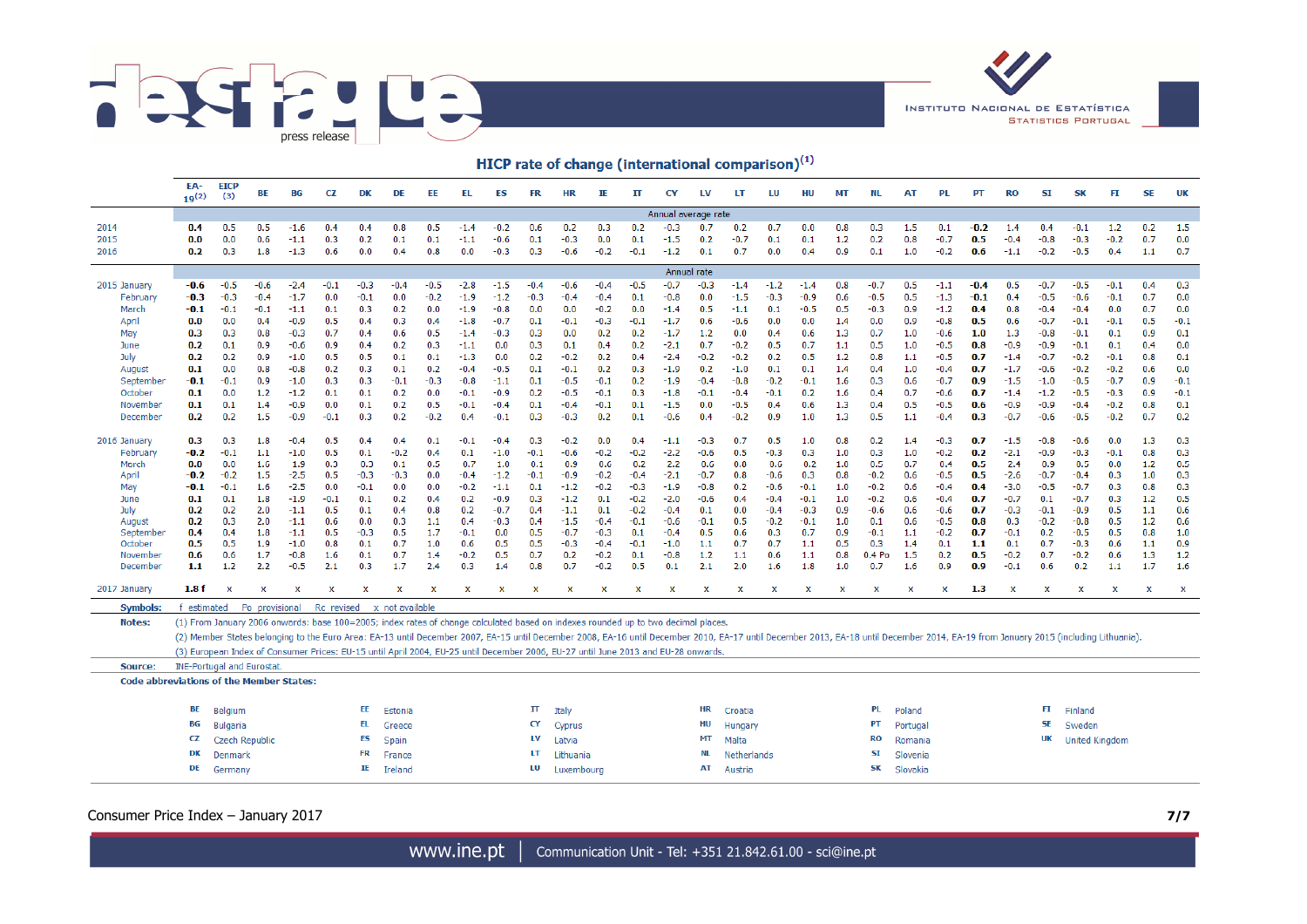## HICP rate of change (international comparison)[(1)]

| | EA-19[(2)] | EICP (3) | BE | BG | CZ | DK | DE | EE | EL | ES | FR | HR | IE | IT | CY | LV | LT | LU | HU | MT | NL | AT | PL | PT | RO | SI | SK | FI | SE | UK |
|---|---|---|---|---|---|---|---|---|---|---|---|---|---|---|---|---|---|---|---|---|---|---|---|---|---|---|---|---|---|---|
| **Annual average rate** | | | | | | | | | | | | | | | | | | | | | | | | | | | | | | |
| 2014 | **0.4** | 0.5 | 0.5 | -1.6 | 0.4 | 0.4 | 0.8 | 0.5 | -1.4 | -0.2 | 0.6 | 0.2 | 0.3 | 0.2 | -0.3 | 0.7 | 0.2 | 0.7 | 0.0 | 0.8 | 0.3 | 1.5 | 0.1 | **-0.2** | 1.4 | 0.4 | -0.1 | 1.2 | 0.2 | 1.5 |
| 2015 | **0.0** | 0.0 | 0.6 | -1.1 | 0.3 | 0.2 | 0.1 | 0.1 | -1.1 | -0.6 | 0.1 | -0.3 | 0.0 | 0.1 | -1.5 | 0.2 | -0.7 | 0.1 | 0.1 | 1.2 | 0.2 | 0.8 | -0.7 | **0.5** | -0.4 | -0.8 | -0.3 | -0.2 | 0.7 | 0.0 |
| 2016 | **0.2** | 0.3 | 1.8 | -1.3 | 0.6 | 0.0 | 0.4 | 0.8 | 0.0 | -0.3 | 0.3 | -0.6 | -0.2 | -0.1 | -1.2 | 0.1 | 0.7 | 0.0 | 0.4 | 0.9 | 0.1 | 1.0 | -0.2 | **0.6** | -1.1 | -0.2 | -0.5 | 0.4 | 1.1 | 0.7 |
| **Annual rate** | | | | | | | | | | | | | | | | | | | | | | | | | | | | | | |
| 2015 January | **-0.6** | -0.5 | -0.6 | -2.4 | -0.1 | -0.3 | -0.4 | -0.5 | -2.8 | -1.5 | -0.4 | -0.6 | -0.4 | -0.5 | -0.7 | -0.3 | -1.4 | -1.2 | -1.4 | 0.8 | -0.7 | 0.5 | -1.1 | **-0.4** | 0.5 | -0.7 | -0.5 | -0.1 | 0.4 | 0.3 |
| February | **-0.3** | -0.3 | -0.4 | -1.7 | 0.0 | -0.1 | 0.0 | -0.2 | -1.9 | -1.2 | -0.3 | -0.4 | -0.4 | 0.1 | -0.8 | 0.0 | -1.5 | -0.3 | -0.9 | 0.6 | -0.5 | 0.5 | -1.3 | **-0.1** | 0.4 | -0.5 | -0.6 | -0.1 | 0.7 | 0.0 |
| March | **-0.1** | -0.1 | -0.1 | -1.1 | 0.1 | 0.3 | 0.2 | 0.0 | -1.9 | -0.8 | 0.0 | 0.0 | -0.2 | 0.0 | -1.4 | 0.5 | -1.1 | 0.1 | -0.5 | 0.5 | -0.3 | 0.9 | -1.2 | **0.4** | 0.8 | -0.4 | -0.4 | 0.0 | 0.7 | 0.0 |
| April | **0.0** | 0.0 | 0.4 | -0.9 | 0.5 | 0.4 | 0.3 | 0.4 | -1.8 | -0.7 | 0.1 | -0.1 | -0.3 | -0.1 | -1.7 | 0.6 | -0.6 | 0.0 | 0.0 | 1.4 | 0.0 | 0.9 | -0.8 | **0.5** | 0.6 | -0.7 | -0.1 | -0.1 | 0.5 | -0.1 |
| May | **0.3** | 0.3 | 0.8 | -0.3 | 0.7 | 0.4 | 0.6 | 0.5 | -1.4 | -0.3 | 0.3 | 0.0 | 0.2 | 0.2 | -1.7 | 1.2 | 0.0 | 0.4 | 0.6 | 1.3 | 0.7 | 1.0 | -0.6 | **1.0** | 1.3 | -0.8 | -0.1 | 0.1 | 0.9 | 0.1 |
| June | **0.2** | 0.1 | 0.9 | -0.6 | 0.9 | 0.4 | 0.2 | 0.3 | -1.1 | 0.0 | 0.3 | 0.1 | 0.4 | 0.2 | -2.1 | 0.7 | -0.2 | 0.5 | 0.7 | 1.1 | 0.5 | 1.0 | -0.5 | **0.8** | -0.9 | -0.9 | -0.1 | 0.1 | 0.4 | 0.0 |
| July | **0.2** | 0.2 | 0.9 | -1.0 | 0.5 | 0.5 | 0.1 | 0.1 | -1.3 | 0.0 | 0.2 | -0.2 | 0.2 | 0.4 | -2.4 | -0.2 | -0.2 | 0.2 | 0.5 | 1.2 | 0.8 | 1.1 | -0.5 | **0.7** | -1.4 | -0.7 | -0.2 | -0.1 | 0.8 | 0.1 |
| August | **0.1** | 0.0 | 0.8 | -0.8 | 0.2 | 0.3 | 0.1 | 0.2 | -0.4 | -0.5 | 0.1 | -0.1 | 0.2 | 0.3 | -1.9 | 0.2 | -1.0 | 0.1 | 0.1 | 1.4 | 0.4 | 1.0 | -0.4 | **0.7** | -1.7 | -0.6 | -0.2 | -0.2 | 0.6 | 0.0 |
| September | **-0.1** | -0.1 | 0.9 | -1.0 | 0.3 | 0.3 | -0.1 | -0.3 | -0.8 | -1.1 | 0.1 | -0.5 | -0.1 | 0.2 | -1.9 | -0.4 | -0.8 | -0.2 | -0.1 | 1.6 | 0.3 | 0.6 | -0.7 | **0.9** | -1.5 | -1.0 | -0.5 | -0.7 | 0.9 | -0.1 |
| October | **0.1** | 0.0 | 1.2 | -1.2 | 0.1 | 0.1 | 0.2 | 0.0 | -0.1 | -0.9 | 0.2 | -0.5 | -0.1 | 0.3 | -1.8 | -0.1 | -0.4 | -0.1 | 0.2 | 1.6 | 0.4 | 0.7 | -0.6 | **0.7** | -1.4 | -1.2 | -0.5 | -0.3 | 0.9 | -0.1 |
| November | **0.1** | 0.1 | 1.4 | -0.9 | 0.0 | 0.1 | 0.2 | 0.5 | -0.1 | -0.4 | 0.1 | -0.4 | -0.1 | 0.1 | -1.5 | 0.0 | -0.5 | 0.4 | 0.6 | 1.3 | 0.4 | 0.5 | -0.5 | **0.6** | -0.9 | -0.9 | -0.4 | -0.2 | 0.8 | 0.1 |
| December | **0.2** | 0.2 | 1.5 | -0.9 | -0.1 | 0.3 | 0.2 | -0.2 | 0.4 | -0.1 | 0.3 | -0.3 | 0.2 | 0.1 | -0.6 | 0.4 | -0.2 | 0.9 | 1.0 | 1.3 | 0.5 | 1.1 | -0.4 | **0.3** | -0.7 | -0.6 | -0.5 | -0.2 | 0.7 | 0.2 |
| 2016 January | **0.3** | 0.3 | 1.8 | -0.4 | 0.5 | 0.4 | 0.4 | 0.1 | -0.1 | -0.4 | 0.3 | -0.2 | 0.0 | 0.4 | -1.1 | -0.3 | 0.7 | 0.5 | 1.0 | 0.8 | 0.2 | 1.4 | -0.3 | **0.7** | -1.5 | -0.8 | -0.6 | 0.0 | 1.3 | 0.3 |
| February | **-0.2** | -0.1 | 1.1 | -1.0 | 0.5 | 0.1 | -0.2 | 0.4 | 0.1 | -1.0 | -0.1 | -0.6 | -0.2 | -0.2 | -2.2 | -0.6 | 0.5 | -0.3 | 0.3 | 1.0 | 0.3 | 1.0 | -0.2 | **0.2** | -2.1 | -0.9 | -0.3 | -0.1 | 0.8 | 0.3 |
| March | **0.0** | 0.0 | 1.6 | -1.9 | 0.3 | 0.3 | 0.1 | 0.5 | 0.7 | -1.0 | 0.1 | 0.9 | 0.6 | 0.2 | 2.2 | 0.6 | 0.0 | 0.6 | 0.2 | 1.0 | 0.5 | 0.7 | 0.4 | **0.5** | 2.4 | 0.9 | 0.5 | 0.0 | 1.2 | 0.5 |
| April | **-0.2** | -0.2 | 1.5 | -2.5 | 0.5 | -0.3 | -0.3 | 0.0 | -0.4 | -1.2 | -0.1 | -0.9 | -0.2 | -0.4 | -2.1 | -0.7 | 0.8 | -0.6 | 0.3 | 0.8 | -0.2 | 0.6 | -0.5 | **0.5** | -2.6 | -0.7 | -0.4 | 0.3 | 1.0 | 0.3 |
| May | **-0.1** | -0.1 | 1.6 | -2.5 | 0.0 | -0.1 | 0.0 | 0.0 | -0.2 | -1.1 | 0.1 | -1.2 | -0.2 | -0.3 | -1.9 | -0.8 | 0.2 | -0.6 | -0.1 | 1.0 | -0.2 | 0.6 | -0.4 | **0.4** | -3.0 | -0.5 | -0.7 | 0.3 | 0.8 | 0.3 |
| June | **0.1** | 0.1 | 1.8 | -1.9 | -0.1 | 0.1 | 0.2 | 0.4 | 0.2 | -0.9 | 0.3 | -1.2 | 0.1 | -0.2 | -2.0 | -0.6 | 0.4 | -0.4 | -0.1 | 1.0 | -0.2 | 0.6 | -0.4 | **0.7** | -0.7 | 0.1 | -0.7 | 0.3 | 1.2 | 0.5 |
| July | **0.2** | 0.2 | 2.0 | -1.1 | 0.5 | 0.1 | 0.4 | 0.8 | 0.2 | -0.7 | 0.4 | -1.1 | 0.1 | -0.2 | -0.4 | 0.1 | 0.0 | -0.4 | -0.3 | 0.9 | -0.6 | 0.6 | -0.6 | **0.7** | -0.3 | -0.1 | -0.9 | 0.5 | 1.1 | 0.6 |
| August | **0.2** | 0.3 | 2.0 | -1.1 | 0.6 | 0.0 | 0.3 | 1.1 | 0.4 | -0.3 | 0.4 | -1.5 | -0.4 | -0.1 | -0.6 | -0.1 | 0.5 | -0.2 | -0.1 | 1.0 | 0.1 | 0.6 | -0.5 | **0.8** | 0.3 | -0.2 | -0.8 | 0.5 | 1.2 | 0.6 |
| September | **0.4** | 0.4 | 1.8 | -1.1 | 0.5 | -0.3 | 0.5 | 1.7 | -0.1 | 0.0 | 0.5 | -0.7 | -0.3 | 0.1 | -0.4 | 0.5 | 0.6 | 0.3 | 0.7 | 0.9 | -0.1 | 1.1 | -0.2 | **0.7** | -0.1 | 0.2 | -0.5 | 0.5 | 0.8 | 1.0 |
| October | **0.5** | 0.5 | 1.9 | -1.0 | 0.8 | 0.1 | 0.7 | 1.0 | 0.6 | 0.5 | 0.5 | -0.3 | -0.4 | -0.1 | -1.0 | 1.1 | 0.7 | 0.7 | 1.1 | 0.5 | 0.3 | 1.4 | 0.1 | **1.1** | 0.1 | 0.7 | -0.3 | 0.6 | 1.1 | 0.9 |
| November | **0.6** | 0.6 | 1.7 | -0.8 | 1.6 | 0.1 | 0.7 | 1.4 | -0.2 | 0.5 | 0.7 | 0.2 | -0.2 | 0.1 | -0.8 | 1.2 | 1.1 | 0.6 | 1.1 | 0.8 | 0.4 Po | 1.5 | 0.2 | **0.5** | -0.2 | 0.7 | -0.2 | 0.6 | 1.3 | 1.2 |
| December | **1.1** | 1.2 | 2.2 | -0.5 | 2.1 | 0.3 | 1.7 | 2.4 | 0.3 | 1.4 | 0.8 | 0.7 | -0.2 | 0.5 | 0.1 | 2.1 | 2.0 | 1.6 | 1.8 | 1.0 | 0.7 | 1.6 | 0.9 | **0.9** | -0.1 | 0.6 | 0.2 | 1.1 | 1.7 | 1.6 |
| 2017 January | **1.8 f** | x | x | x | x | x | x | x | x | x | x | x | x | x | x | x | x | x | x | x | x | x | x | **1.3** | x | x | x | x | x | x |

**Symbols:** f estimated  Po provisional  Rc revised  x not available

**Notes:** (1) From January 2006 onwards: base 100=2005; index rates of change calculated based on indexes rounded up to two decimal places.

(2) Member States belonging to the Euro Area: EA-13 until December 2007, EA-15 until December 2008, EA-16 until December 2010, EA-17 until December 2013, EA-18 until December 2014, EA-19 from January 2015 (including Lithuania).

(3) European Index of Consumer Prices: EU-15 until April 2004, EU-25 until December 2006, EU-27 until June 2013 and EU-28 onwards.

**Source:** INE-Portugal and Eurostat.

**Code abbreviations of the Member States:**

| | | | | | | | | | | | |
|---|---|---|---|---|---|---|---|---|---|---|---|
| BE | Belgium | EE | Estonia | IT | Italy | HR | Croatia | PL | Poland | FI | Finland |
| BG | Bulgaria | EL | Greece | CY | Cyprus | HU | Hungary | PT | Portugal | SE | Sweden |
| CZ | Czech Republic | ES | Spain | LV | Latvia | MT | Malta | RO | Romania | UK | United Kingdom |
| DK | Denmark | FR | France | LT | Lithuania | NL | Netherlands | SI | Slovenia | | |
| DE | Germany | IE | Ireland | LU | Luxembourg | AT | Austria | SK | Slovakia | | |